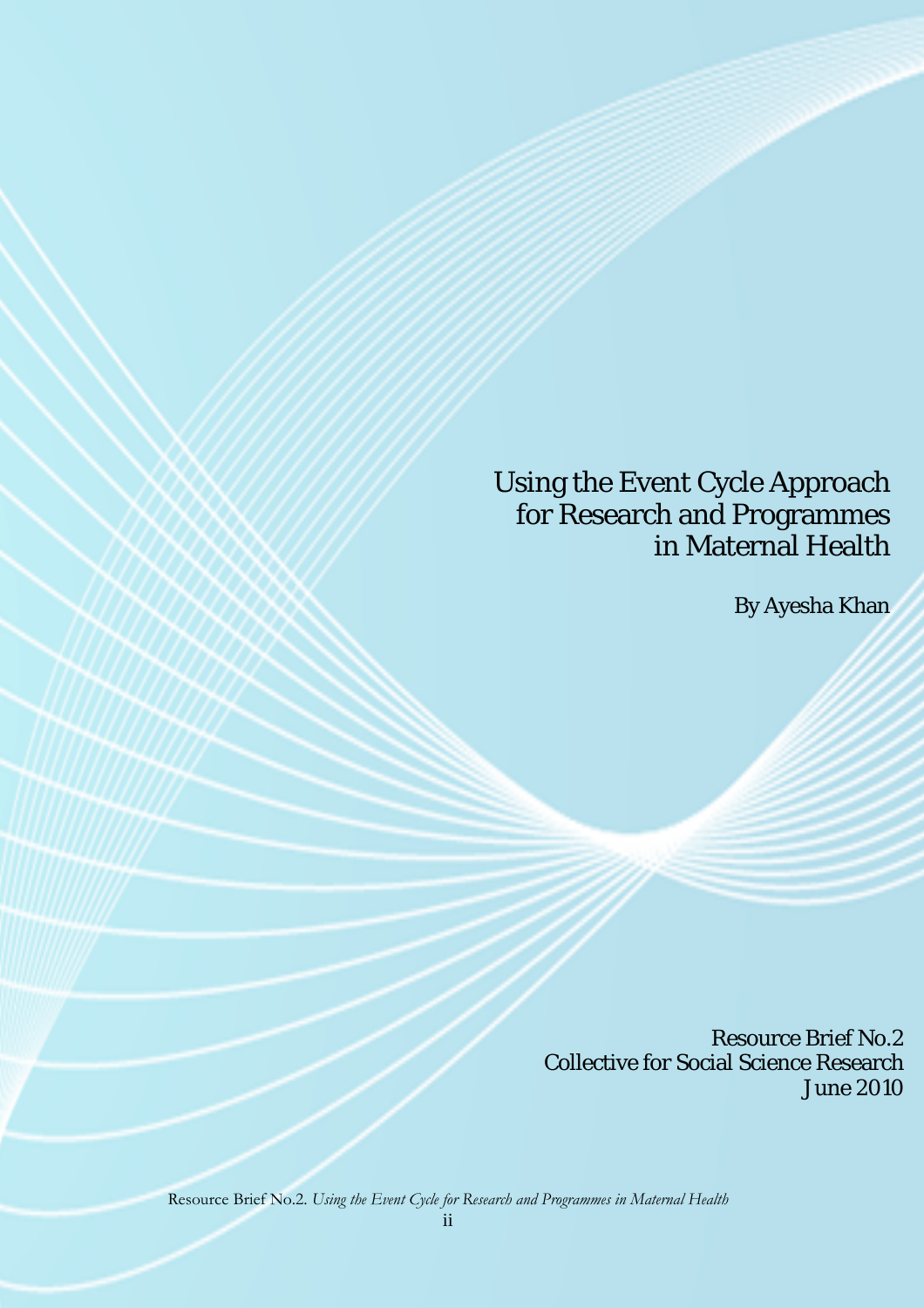# Using the Event Cycle Approach for Research and Programmes in Maternal Health

By Ayesha Khan

Resource Brief No.2
Collective for Social Science Research
June 2010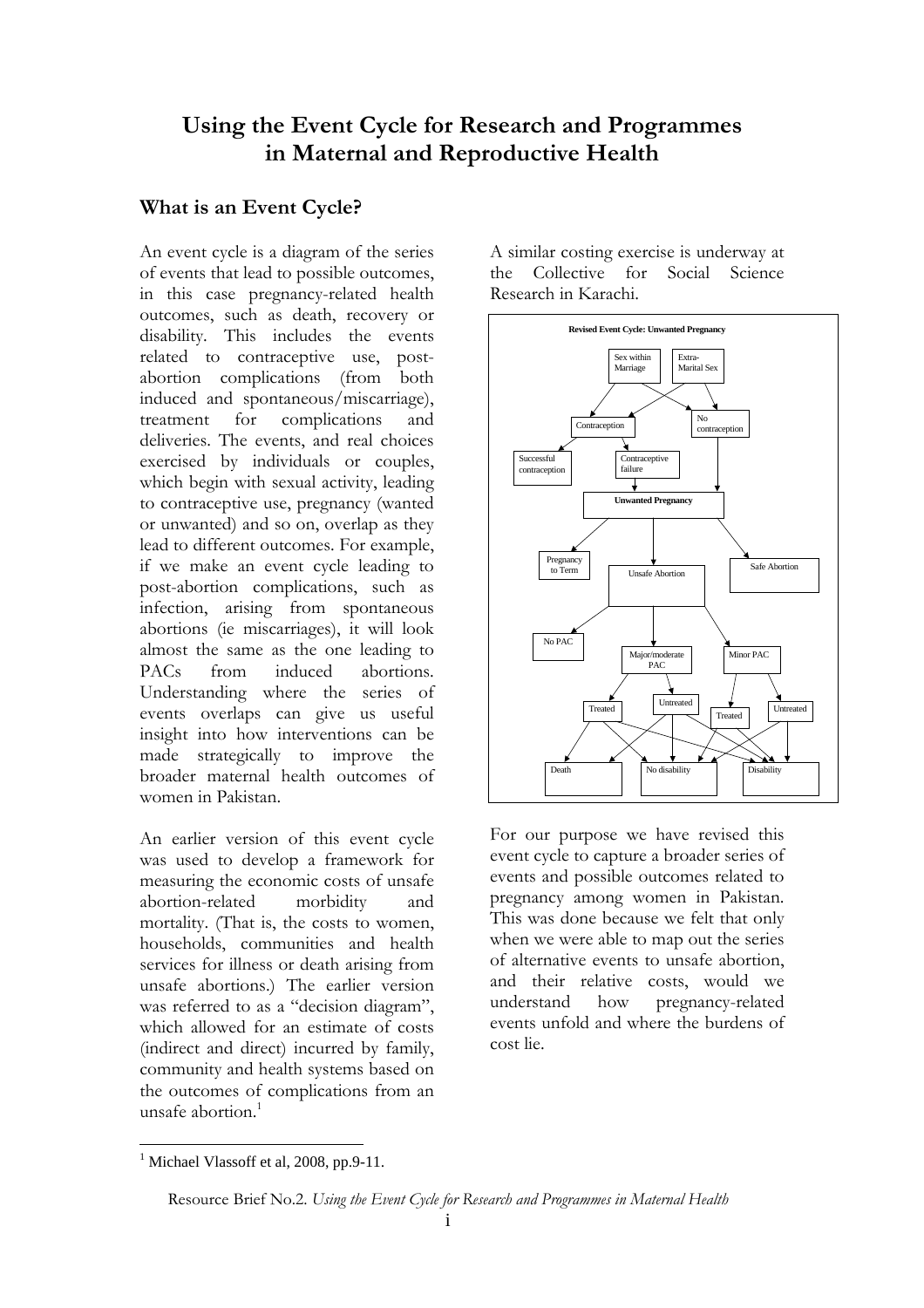# Using the Event Cycle for Research and Programmes in Maternal and Reproductive Health

## What is an Event Cycle?

An event cycle is a diagram of the series of events that lead to possible outcomes, in this case pregnancy-related health outcomes, such as death, recovery or disability. This includes the events related to contraceptive use, post-abortion complications (from both induced and spontaneous/miscarriage), treatment for complications and deliveries. The events, and real choices exercised by individuals or couples, which begin with sexual activity, leading to contraceptive use, pregnancy (wanted or unwanted) and so on, overlap as they lead to different outcomes. For example, if we make an event cycle leading to post-abortion complications, such as infection, arising from spontaneous abortions (ie miscarriages), it will look almost the same as the one leading to PACs from induced abortions. Understanding where the series of events overlaps can give us useful insight into how interventions can be made strategically to improve the broader maternal health outcomes of women in Pakistan.

An earlier version of this event cycle was used to develop a framework for measuring the economic costs of unsafe abortion-related morbidity and mortality. (That is, the costs to women, households, communities and health services for illness or death arising from unsafe abortions.) The earlier version was referred to as a "decision diagram", which allowed for an estimate of costs (indirect and direct) incurred by family, community and health systems based on the outcomes of complications from an unsafe abortion.[1]

A similar costing exercise is underway at the Collective for Social Science Research in Karachi.

**Revised Event Cycle: Unwanted Pregnancy**

Sex within Marriage | Extra-Marital Sex

Contraception | No contraception

Successful contraception | Contraceptive failure

**Unwanted Pregnancy**

Pregnancy to Term | Unsafe Abortion | Safe Abortion

No PAC | Major/moderate PAC | Minor PAC

Treated | Untreated | Treated | Untreated

Death | No disability | Disability

For our purpose we have revised this event cycle to capture a broader series of events and possible outcomes related to pregnancy among women in Pakistan. This was done because we felt that only when we were able to map out the series of alternative events to unsafe abortion, and their relative costs, would we understand how pregnancy-related events unfold and where the burdens of cost lie.

[1] Michael Vlassoff et al, 2008, pp.9-11.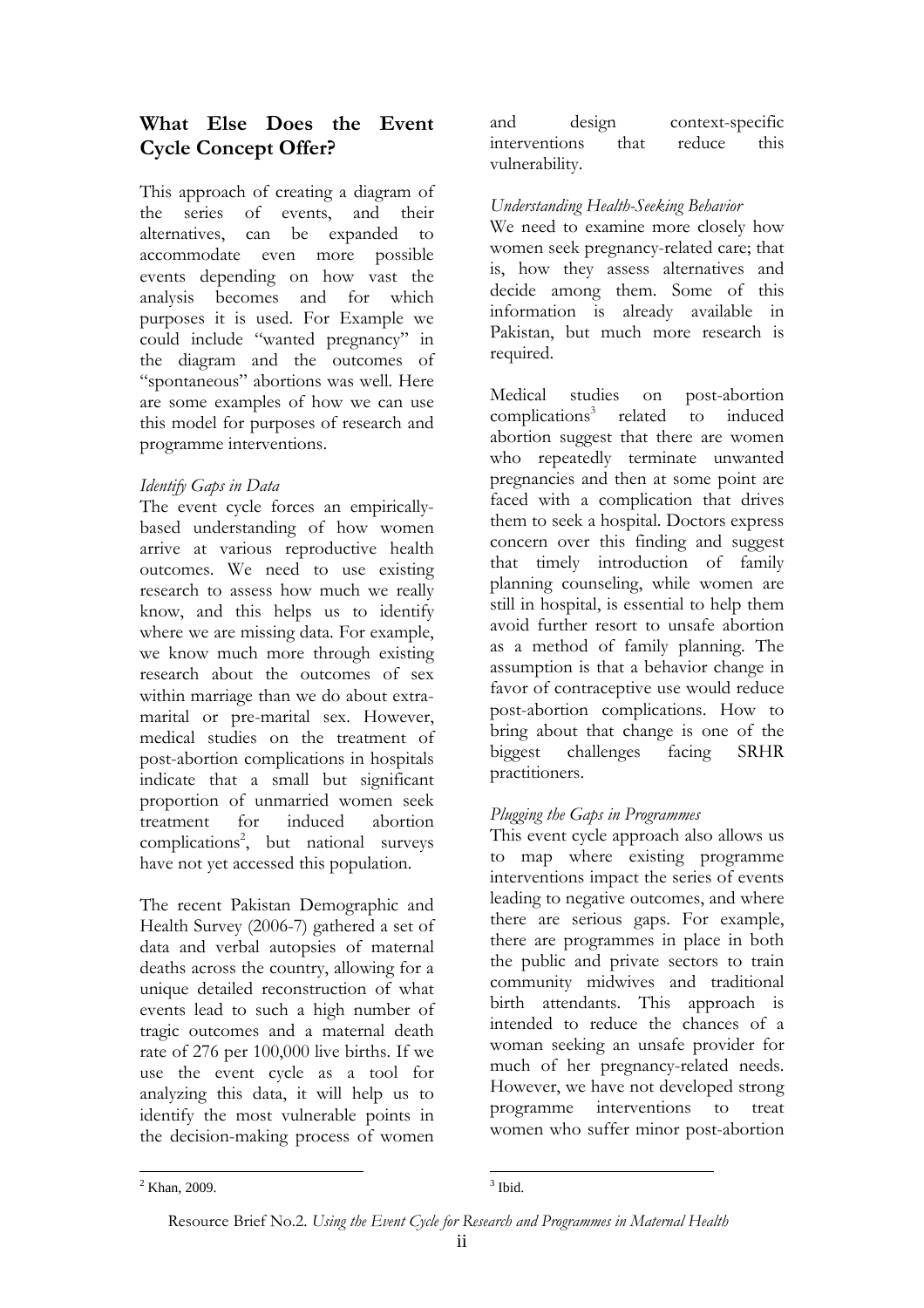## What Else Does the Event Cycle Concept Offer?

This approach of creating a diagram of the series of events, and their alternatives, can be expanded to accommodate even more possible events depending on how vast the analysis becomes and for which purposes it is used. For Example we could include "wanted pregnancy" in the diagram and the outcomes of "spontaneous" abortions was well. Here are some examples of how we can use this model for purposes of research and programme interventions.

*Identify Gaps in Data*

The event cycle forces an empirically-based understanding of how women arrive at various reproductive health outcomes. We need to use existing research to assess how much we really know, and this helps us to identify where we are missing data. For example, we know much more through existing research about the outcomes of sex within marriage than we do about extra-marital or pre-marital sex. However, medical studies on the treatment of post-abortion complications in hospitals indicate that a small but significant proportion of unmarried women seek treatment for induced abortion complications[2], but national surveys have not yet accessed this population.

The recent Pakistan Demographic and Health Survey (2006-7) gathered a set of data and verbal autopsies of maternal deaths across the country, allowing for a unique detailed reconstruction of what events lead to such a high number of tragic outcomes and a maternal death rate of 276 per 100,000 live births. If we use the event cycle as a tool for analyzing this data, it will help us to identify the most vulnerable points in the decision-making process of women and design context-specific interventions that reduce this vulnerability.

*Understanding Health-Seeking Behavior*

We need to examine more closely how women seek pregnancy-related care; that is, how they assess alternatives and decide among them. Some of this information is already available in Pakistan, but much more research is required.

Medical studies on post-abortion complications[3] related to induced abortion suggest that there are women who repeatedly terminate unwanted pregnancies and then at some point are faced with a complication that drives them to seek a hospital. Doctors express concern over this finding and suggest that timely introduction of family planning counseling, while women are still in hospital, is essential to help them avoid further resort to unsafe abortion as a method of family planning. The assumption is that a behavior change in favor of contraceptive use would reduce post-abortion complications. How to bring about that change is one of the biggest challenges facing SRHR practitioners.

*Plugging the Gaps in Programmes*

This event cycle approach also allows us to map where existing programme interventions impact the series of events leading to negative outcomes, and where there are serious gaps. For example, there are programmes in place in both the public and private sectors to train community midwives and traditional birth attendants. This approach is intended to reduce the chances of a woman seeking an unsafe provider for much of her pregnancy-related needs. However, we have not developed strong programme interventions to treat women who suffer minor post-abortion

---

[2] Khan, 2009.

[3] Ibid.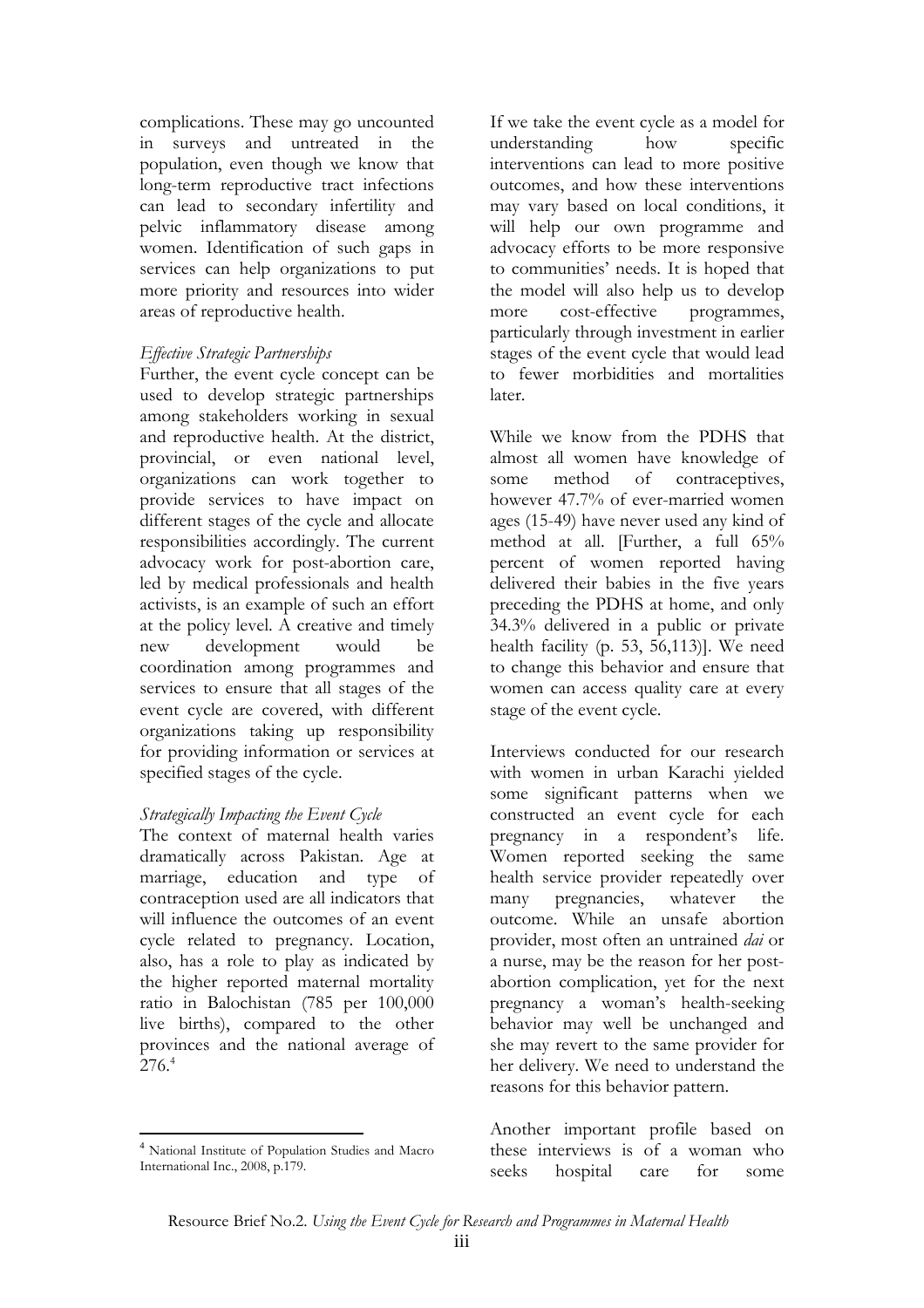complications. These may go uncounted in surveys and untreated in the population, even though we know that long-term reproductive tract infections can lead to secondary infertility and pelvic inflammatory disease among women. Identification of such gaps in services can help organizations to put more priority and resources into wider areas of reproductive health.

*Effective Strategic Partnerships*

Further, the event cycle concept can be used to develop strategic partnerships among stakeholders working in sexual and reproductive health. At the district, provincial, or even national level, organizations can work together to provide services to have impact on different stages of the cycle and allocate responsibilities accordingly. The current advocacy work for post-abortion care, led by medical professionals and health activists, is an example of such an effort at the policy level. A creative and timely new development would be coordination among programmes and services to ensure that all stages of the event cycle are covered, with different organizations taking up responsibility for providing information or services at specified stages of the cycle.

*Strategically Impacting the Event Cycle*

The context of maternal health varies dramatically across Pakistan. Age at marriage, education and type of contraception used are all indicators that will influence the outcomes of an event cycle related to pregnancy. Location, also, has a role to play as indicated by the higher reported maternal mortality ratio in Balochistan (785 per 100,000 live births), compared to the other provinces and the national average of 276.[4]

If we take the event cycle as a model for understanding how specific interventions can lead to more positive outcomes, and how these interventions may vary based on local conditions, it will help our own programme and advocacy efforts to be more responsive to communities' needs. It is hoped that the model will also help us to develop more cost-effective programmes, particularly through investment in earlier stages of the event cycle that would lead to fewer morbidities and mortalities later.

While we know from the PDHS that almost all women have knowledge of some method of contraceptives, however 47.7% of ever-married women ages (15-49) have never used any kind of method at all. [Further, a full 65% percent of women reported having delivered their babies in the five years preceding the PDHS at home, and only 34.3% delivered in a public or private health facility (p. 53, 56,113)]. We need to change this behavior and ensure that women can access quality care at every stage of the event cycle.

Interviews conducted for our research with women in urban Karachi yielded some significant patterns when we constructed an event cycle for each pregnancy in a respondent's life. Women reported seeking the same health service provider repeatedly over many pregnancies, whatever the outcome. While an unsafe abortion provider, most often an untrained *dai* or a nurse, may be the reason for her post-abortion complication, yet for the next pregnancy a woman's health-seeking behavior may well be unchanged and she may revert to the same provider for her delivery. We need to understand the reasons for this behavior pattern.

Another important profile based on these interviews is of a woman who seeks hospital care for some

[4] National Institute of Population Studies and Macro International Inc., 2008, p.179.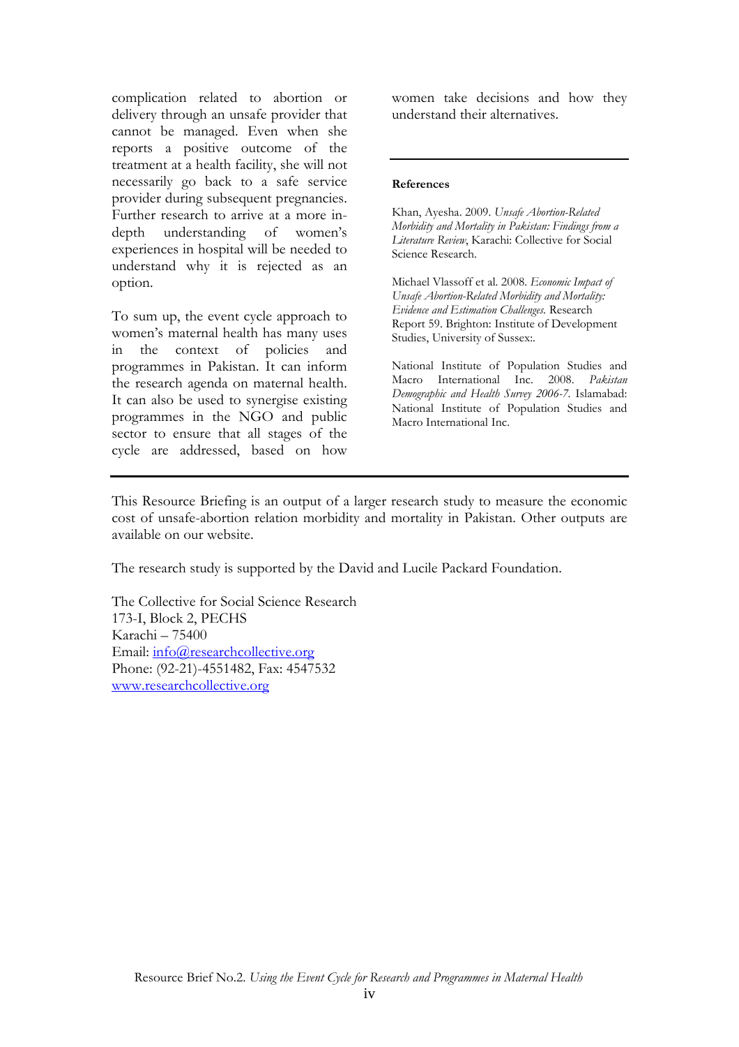complication related to abortion or delivery through an unsafe provider that cannot be managed. Even when she reports a positive outcome of the treatment at a health facility, she will not necessarily go back to a safe service provider during subsequent pregnancies. Further research to arrive at a more in-depth understanding of women's experiences in hospital will be needed to understand why it is rejected as an option.

To sum up, the event cycle approach to women's maternal health has many uses in the context of policies and programmes in Pakistan. It can inform the research agenda on maternal health. It can also be used to synergise existing programmes in the NGO and public sector to ensure that all stages of the cycle are addressed, based on how women take decisions and how they understand their alternatives.

**References**

Khan, Ayesha. 2009. *Unsafe Abortion-Related Morbidity and Mortality in Pakistan: Findings from a Literature Review*, Karachi: Collective for Social Science Research.

Michael Vlassoff et al. 2008. *Economic Impact of Unsafe Abortion-Related Morbidity and Mortality: Evidence and Estimation Challenges.* Research Report 59. Brighton: Institute of Development Studies, University of Sussex:.

National Institute of Population Studies and Macro International Inc. 2008. *Pakistan Demographic and Health Survey 2006-7.* Islamabad: National Institute of Population Studies and Macro International Inc.

---

This Resource Briefing is an output of a larger research study to measure the economic cost of unsafe-abortion relation morbidity and mortality in Pakistan. Other outputs are available on our website.

The research study is supported by the David and Lucile Packard Foundation.

The Collective for Social Science Research
173-I, Block 2, PECHS
Karachi – 75400
Email: [info@researchcollective.org](mailto:info@researchcollective.org)
Phone: (92-21)-4551482, Fax: 4547532
[www.researchcollective.org](http://www.researchcollective.org)